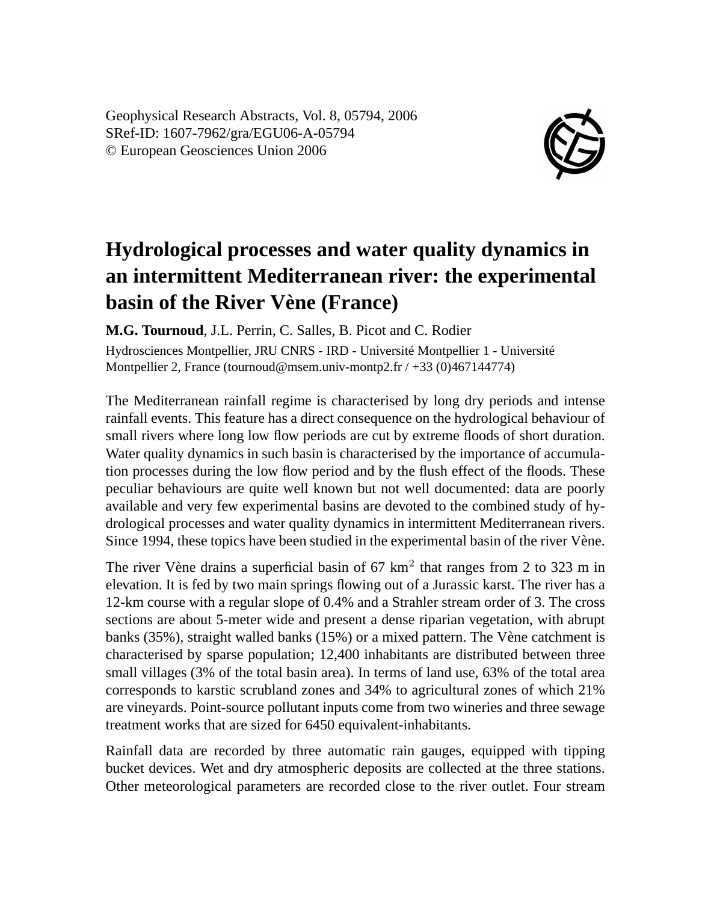Geophysical Research Abstracts, Vol. 8, 05794, 2006
SRef-ID: 1607-7962/gra/EGU06-A-05794
© European Geosciences Union 2006

# Hydrological processes and water quality dynamics in an intermittent Mediterranean river: the experimental basin of the River Vène (France)

**M.G. Tournoud**, J.L. Perrin, C. Salles, B. Picot and C. Rodier

Hydrosciences Montpellier, JRU CNRS - IRD - Université Montpellier 1 - Université Montpellier 2, France (tournoud@msem.univ-montp2.fr / +33 (0)467144774)

The Mediterranean rainfall regime is characterised by long dry periods and intense rainfall events. This feature has a direct consequence on the hydrological behaviour of small rivers where long low flow periods are cut by extreme floods of short duration. Water quality dynamics in such basin is characterised by the importance of accumulation processes during the low flow period and by the flush effect of the floods. These peculiar behaviours are quite well known but not well documented: data are poorly available and very few experimental basins are devoted to the combined study of hydrological processes and water quality dynamics in intermittent Mediterranean rivers. Since 1994, these topics have been studied in the experimental basin of the river Vène.

The river Vène drains a superficial basin of 67 km$^2$ that ranges from 2 to 323 m in elevation. It is fed by two main springs flowing out of a Jurassic karst. The river has a 12-km course with a regular slope of 0.4% and a Strahler stream order of 3. The cross sections are about 5-meter wide and present a dense riparian vegetation, with abrupt banks (35%), straight walled banks (15%) or a mixed pattern. The Vène catchment is characterised by sparse population; 12,400 inhabitants are distributed between three small villages (3% of the total basin area). In terms of land use, 63% of the total area corresponds to karstic scrubland zones and 34% to agricultural zones of which 21% are vineyards. Point-source pollutant inputs come from two wineries and three sewage treatment works that are sized for 6450 equivalent-inhabitants.

Rainfall data are recorded by three automatic rain gauges, equipped with tipping bucket devices. Wet and dry atmospheric deposits are collected at the three stations. Other meteorological parameters are recorded close to the river outlet. Four stream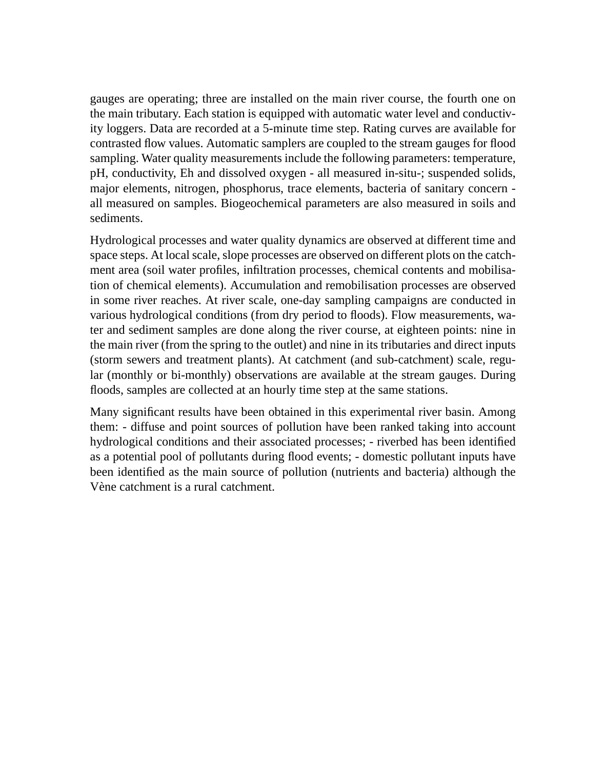gauges are operating; three are installed on the main river course, the fourth one on the main tributary. Each station is equipped with automatic water level and conductivity loggers. Data are recorded at a 5-minute time step. Rating curves are available for contrasted flow values. Automatic samplers are coupled to the stream gauges for flood sampling. Water quality measurements include the following parameters: temperature, pH, conductivity, Eh and dissolved oxygen - all measured in-situ-; suspended solids, major elements, nitrogen, phosphorus, trace elements, bacteria of sanitary concern - all measured on samples. Biogeochemical parameters are also measured in soils and sediments.

Hydrological processes and water quality dynamics are observed at different time and space steps. At local scale, slope processes are observed on different plots on the catchment area (soil water profiles, infiltration processes, chemical contents and mobilisation of chemical elements). Accumulation and remobilisation processes are observed in some river reaches. At river scale, one-day sampling campaigns are conducted in various hydrological conditions (from dry period to floods). Flow measurements, water and sediment samples are done along the river course, at eighteen points: nine in the main river (from the spring to the outlet) and nine in its tributaries and direct inputs (storm sewers and treatment plants). At catchment (and sub-catchment) scale, regular (monthly or bi-monthly) observations are available at the stream gauges. During floods, samples are collected at an hourly time step at the same stations.

Many significant results have been obtained in this experimental river basin. Among them: - diffuse and point sources of pollution have been ranked taking into account hydrological conditions and their associated processes; - riverbed has been identified as a potential pool of pollutants during flood events; - domestic pollutant inputs have been identified as the main source of pollution (nutrients and bacteria) although the Vène catchment is a rural catchment.